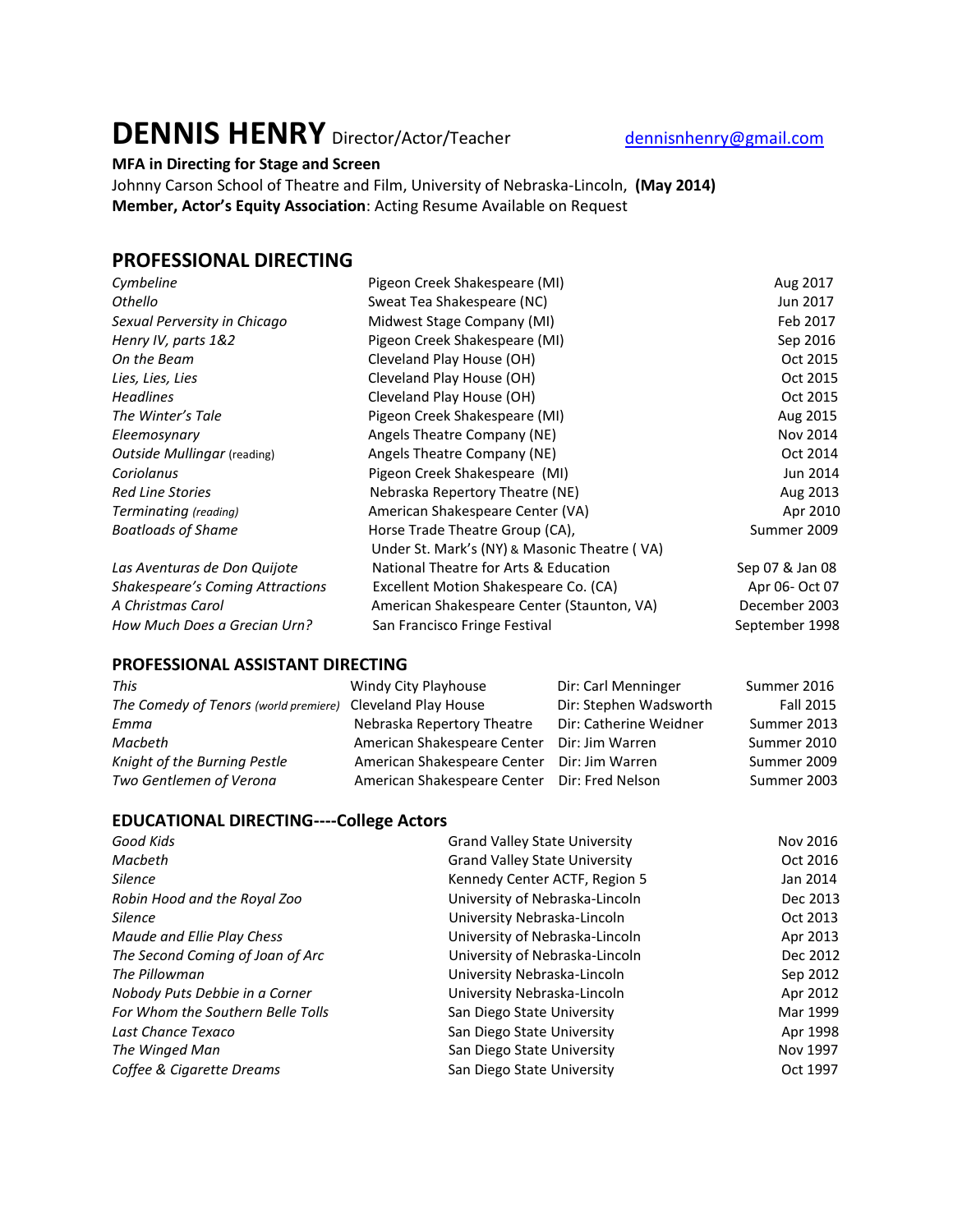# DENNIS HENRY Director/Actor/Teacher

dennisnhenry@gmail.com

**MFA in Directing for Stage and Screen**
Johnny Carson School of Theatre and Film, University of Nebraska-Lincoln, **(May 2014)**
**Member, Actor's Equity Association**: Acting Resume Available on Request

## PROFESSIONAL DIRECTING

| | | |
|---|---|---|
| *Cymbeline* | Pigeon Creek Shakespeare (MI) | Aug 2017 |
| *Othello* | Sweat Tea Shakespeare (NC) | Jun 2017 |
| *Sexual Perversity in Chicago* | Midwest Stage Company (MI) | Feb 2017 |
| *Henry IV, parts 1&2* | Pigeon Creek Shakespeare (MI) | Sep 2016 |
| *On the Beam* | Cleveland Play House (OH) | Oct 2015 |
| *Lies, Lies, Lies* | Cleveland Play House (OH) | Oct 2015 |
| *Headlines* | Cleveland Play House (OH) | Oct 2015 |
| *The Winter's Tale* | Pigeon Creek Shakespeare (MI) | Aug 2015 |
| *Eleemosynary* | Angels Theatre Company (NE) | Nov 2014 |
| *Outside Mullingar* (reading) | Angels Theatre Company (NE) | Oct 2014 |
| *Coriolanus* | Pigeon Creek Shakespeare (MI) | Jun 2014 |
| *Red Line Stories* | Nebraska Repertory Theatre (NE) | Aug 2013 |
| *Terminating (reading)* | American Shakespeare Center (VA) | Apr 2010 |
| *Boatloads of Shame* | Horse Trade Theatre Group (CA), Under St. Mark's (NY) & Masonic Theatre (VA) | Summer 2009 |
| *Las Aventuras de Don Quijote* | National Theatre for Arts & Education | Sep 07 & Jan 08 |
| *Shakespeare's Coming Attractions* | Excellent Motion Shakespeare Co. (CA) | Apr 06- Oct 07 |
| *A Christmas Carol* | American Shakespeare Center (Staunton, VA) | December 2003 |
| *How Much Does a Grecian Urn?* | San Francisco Fringe Festival | September 1998 |

### PROFESSIONAL ASSISTANT DIRECTING

| | | | |
|---|---|---|---|
| *This* | Windy City Playhouse | Dir: Carl Menninger | Summer 2016 |
| *The Comedy of Tenors (world premiere)* | Cleveland Play House | Dir: Stephen Wadsworth | Fall 2015 |
| *Emma* | Nebraska Repertory Theatre | Dir: Catherine Weidner | Summer 2013 |
| *Macbeth* | American Shakespeare Center | Dir: Jim Warren | Summer 2010 |
| *Knight of the Burning Pestle* | American Shakespeare Center | Dir: Jim Warren | Summer 2009 |
| *Two Gentlemen of Verona* | American Shakespeare Center | Dir: Fred Nelson | Summer 2003 |

### EDUCATIONAL DIRECTING----College Actors

| | | |
|---|---|---|
| *Good Kids* | Grand Valley State University | Nov 2016 |
| *Macbeth* | Grand Valley State University | Oct 2016 |
| *Silence* | Kennedy Center ACTF, Region 5 | Jan 2014 |
| *Robin Hood and the Royal Zoo* | University of Nebraska-Lincoln | Dec 2013 |
| *Silence* | University Nebraska-Lincoln | Oct 2013 |
| *Maude and Ellie Play Chess* | University of Nebraska-Lincoln | Apr 2013 |
| *The Second Coming of Joan of Arc* | University of Nebraska-Lincoln | Dec 2012 |
| *The Pillowman* | University Nebraska-Lincoln | Sep 2012 |
| *Nobody Puts Debbie in a Corner* | University Nebraska-Lincoln | Apr 2012 |
| *For Whom the Southern Belle Tolls* | San Diego State University | Mar 1999 |
| *Last Chance Texaco* | San Diego State University | Apr 1998 |
| *The Winged Man* | San Diego State University | Nov 1997 |
| *Coffee & Cigarette Dreams* | San Diego State University | Oct 1997 |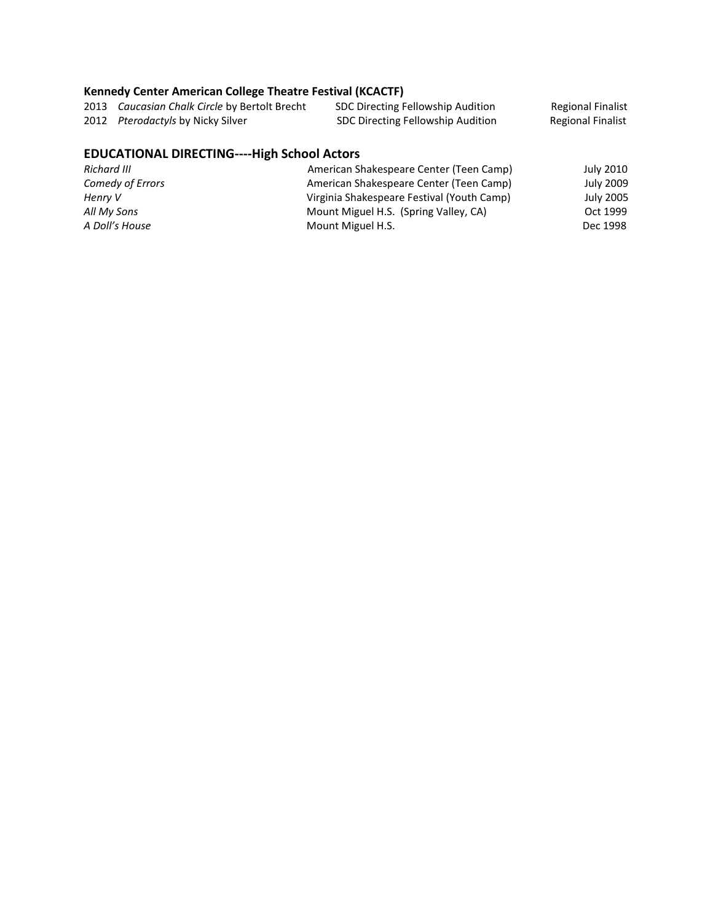### Kennedy Center American College Theatre Festival (KCACTF)

| | | | |
|---|---|---|---|
| 2013 | *Caucasian Chalk Circle* by Bertolt Brecht | SDC Directing Fellowship Audition | Regional Finalist |
| 2012 | *Pterodactyls* by Nicky Silver | SDC Directing Fellowship Audition | Regional Finalist |

## EDUCATIONAL DIRECTING----High School Actors

| | | |
|---|---|---|
| *Richard III* | American Shakespeare Center (Teen Camp) | July 2010 |
| *Comedy of Errors* | American Shakespeare Center (Teen Camp) | July 2009 |
| *Henry V* | Virginia Shakespeare Festival (Youth Camp) | July 2005 |
| *All My Sons* | Mount Miguel H.S. (Spring Valley, CA) | Oct 1999 |
| *A Doll's House* | Mount Miguel H.S. | Dec 1998 |